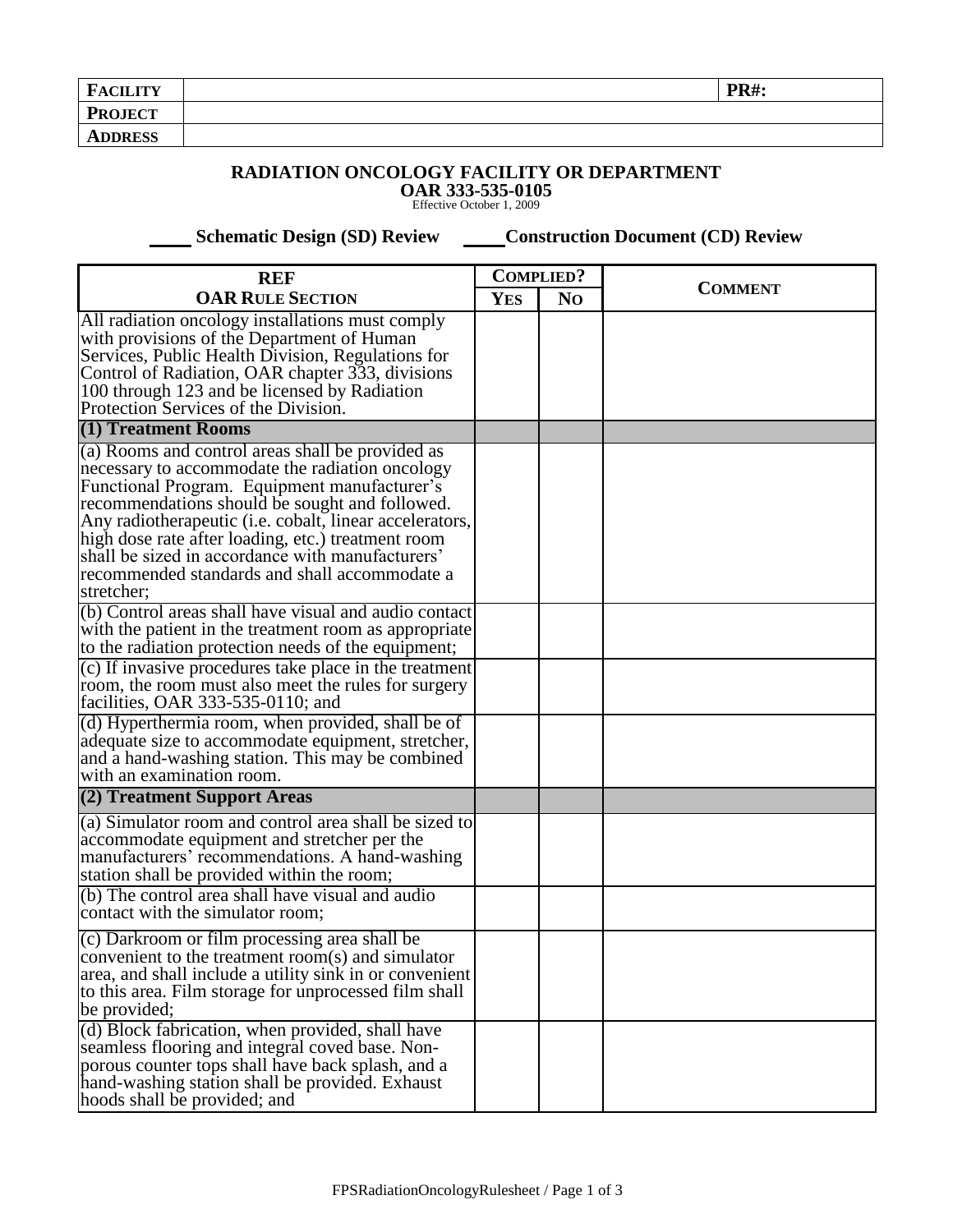| **FACILITY** | | **PR#:** |
|---|---|---|
| **PROJECT** | | |
| **ADDRESS** | | |

## RADIATION ONCOLOGY FACILITY OR DEPARTMENT

**OAR 333-535-0105**

Effective October 1, 2009

**____ Schematic Design (SD) Review ____Construction Document (CD) Review**

| REF<br>OAR RULE SECTION | COMPLIED? | | COMMENT |
|---|---|---|---|
| | YES | NO | |
| All radiation oncology installations must comply with provisions of the Department of Human Services, Public Health Division, Regulations for Control of Radiation, OAR chapter 333, divisions 100 through 123 and be licensed by Radiation Protection Services of the Division. | | | |
| **(1) Treatment Rooms** | | | |
| (a) Rooms and control areas shall be provided as necessary to accommodate the radiation oncology Functional Program. Equipment manufacturer's recommendations should be sought and followed. Any radiotherapeutic (i.e. cobalt, linear accelerators, high dose rate after loading, etc.) treatment room shall be sized in accordance with manufacturers' recommended standards and shall accommodate a stretcher; | | | |
| (b) Control areas shall have visual and audio contact with the patient in the treatment room as appropriate to the radiation protection needs of the equipment; | | | |
| (c) If invasive procedures take place in the treatment room, the room must also meet the rules for surgery facilities, OAR 333-535-0110; and | | | |
| (d) Hyperthermia room, when provided, shall be of adequate size to accommodate equipment, stretcher, and a hand-washing station. This may be combined with an examination room. | | | |
| **(2) Treatment Support Areas** | | | |
| (a) Simulator room and control area shall be sized to accommodate equipment and stretcher per the manufacturers' recommendations. A hand-washing station shall be provided within the room; | | | |
| (b) The control area shall have visual and audio contact with the simulator room; | | | |
| (c) Darkroom or film processing area shall be convenient to the treatment room(s) and simulator area, and shall include a utility sink in or convenient to this area. Film storage for unprocessed film shall be provided; | | | |
| (d) Block fabrication, when provided, shall have seamless flooring and integral coved base. Non-porous counter tops shall have back splash, and a hand-washing station shall be provided. Exhaust hoods shall be provided; and | | | |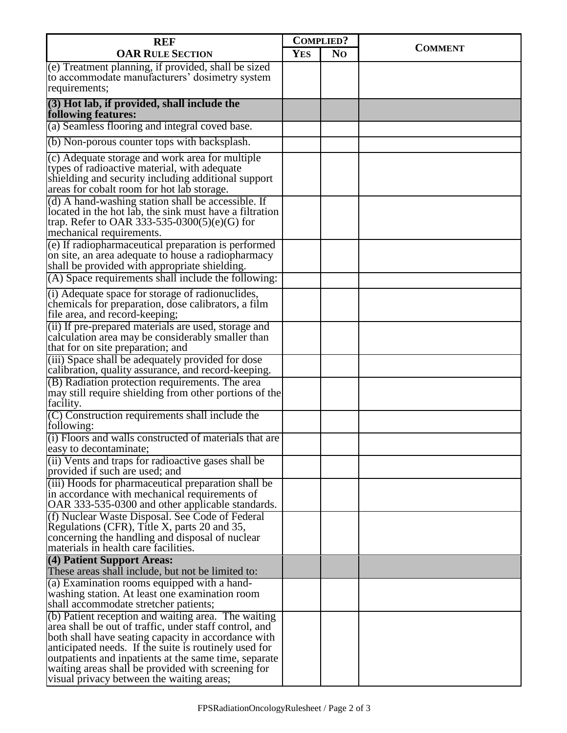| REF<br>OAR RULE SECTION | COMPLIED? | | COMMENT |
|---|---|---|---|
| | YES | NO | |
| (e) Treatment planning, if provided, shall be sized to accommodate manufacturers' dosimetry system requirements; | | | |
| **(3) Hot lab, if provided, shall include the following features:** | | | |
| (a) Seamless flooring and integral coved base. | | | |
| (b) Non-porous counter tops with backsplash. | | | |
| (c) Adequate storage and work area for multiple types of radioactive material, with adequate shielding and security including additional support areas for cobalt room for hot lab storage. | | | |
| (d) A hand-washing station shall be accessible. If located in the hot lab, the sink must have a filtration trap. Refer to OAR 333-535-0300(5)(e)(G) for mechanical requirements. | | | |
| (e) If radiopharmaceutical preparation is performed on site, an area adequate to house a radiopharmacy shall be provided with appropriate shielding. | | | |
| (A) Space requirements shall include the following: | | | |
| (i) Adequate space for storage of radionuclides, chemicals for preparation, dose calibrators, a film file area, and record-keeping; | | | |
| (ii) If pre-prepared materials are used, storage and calculation area may be considerably smaller than that for on site preparation; and | | | |
| (iii) Space shall be adequately provided for dose calibration, quality assurance, and record-keeping. | | | |
| (B) Radiation protection requirements. The area may still require shielding from other portions of the facility. | | | |
| (C) Construction requirements shall include the following: | | | |
| (i) Floors and walls constructed of materials that are easy to decontaminate; | | | |
| (ii) Vents and traps for radioactive gases shall be provided if such are used; and | | | |
| (iii) Hoods for pharmaceutical preparation shall be in accordance with mechanical requirements of OAR 333-535-0300 and other applicable standards. | | | |
| (f) Nuclear Waste Disposal. See Code of Federal Regulations (CFR), Title X, parts 20 and 35, concerning the handling and disposal of nuclear materials in health care facilities. | | | |
| **(4) Patient Support Areas:**<br>These areas shall include, but not be limited to: | | | |
| (a) Examination rooms equipped with a hand-washing station. At least one examination room shall accommodate stretcher patients; | | | |
| (b) Patient reception and waiting area. The waiting area shall be out of traffic, under staff control, and both shall have seating capacity in accordance with anticipated needs. If the suite is routinely used for outpatients and inpatients at the same time, separate waiting areas shall be provided with screening for visual privacy between the waiting areas; | | | |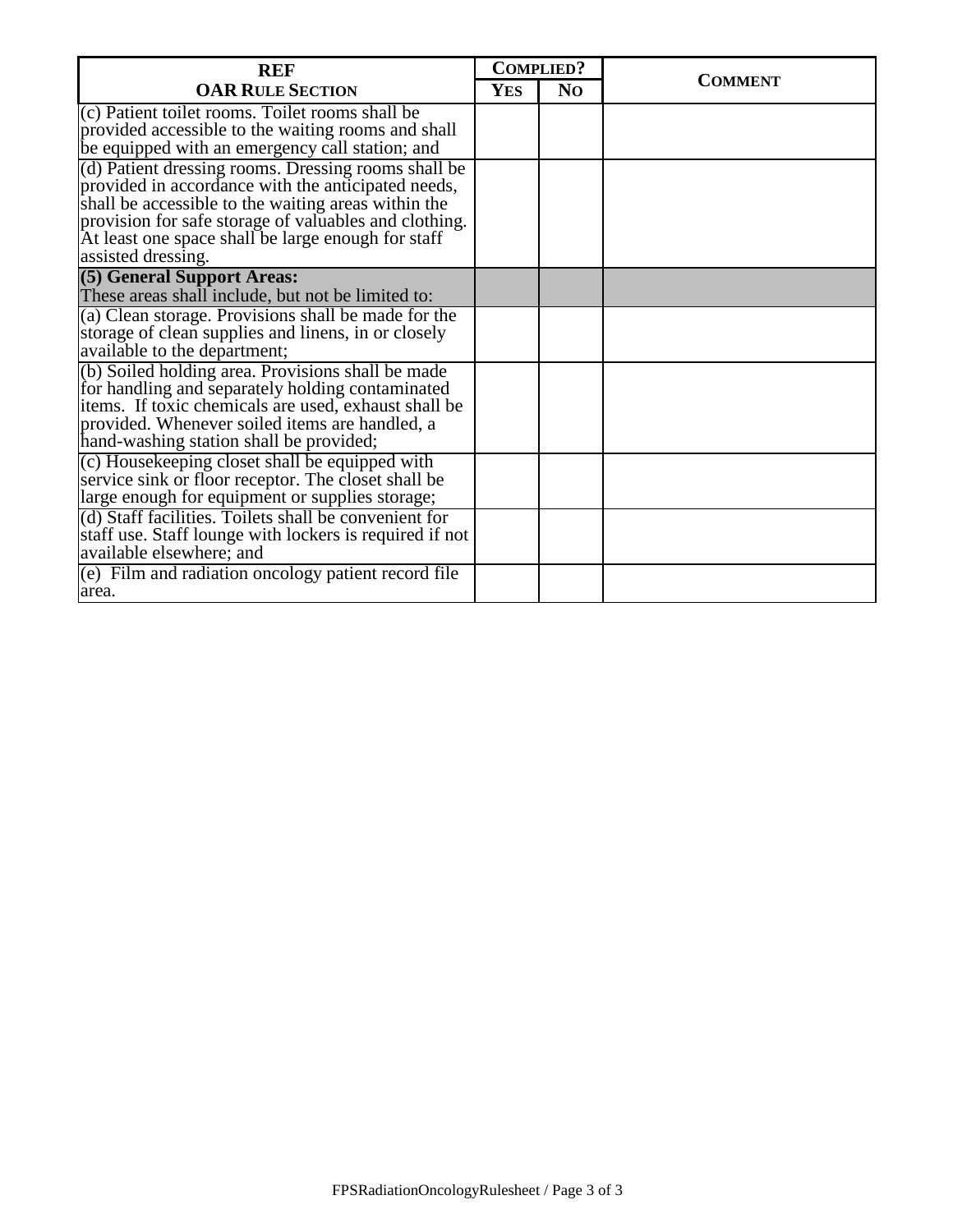| REF<br>OAR RULE SECTION | COMPLIED? | | COMMENT |
|---|---|---|---|
| | YES | NO | |
| (c) Patient toilet rooms. Toilet rooms shall be provided accessible to the waiting rooms and shall be equipped with an emergency call station; and | | | |
| (d) Patient dressing rooms. Dressing rooms shall be provided in accordance with the anticipated needs, shall be accessible to the waiting areas within the provision for safe storage of valuables and clothing. At least one space shall be large enough for staff assisted dressing. | | | |
| **(5) General Support Areas:**<br>These areas shall include, but not be limited to: | | | |
| (a) Clean storage. Provisions shall be made for the storage of clean supplies and linens, in or closely available to the department; | | | |
| (b) Soiled holding area. Provisions shall be made for handling and separately holding contaminated items. If toxic chemicals are used, exhaust shall be provided. Whenever soiled items are handled, a hand-washing station shall be provided; | | | |
| (c) Housekeeping closet shall be equipped with service sink or floor receptor. The closet shall be large enough for equipment or supplies storage; | | | |
| (d) Staff facilities. Toilets shall be convenient for staff use. Staff lounge with lockers is required if not available elsewhere; and | | | |
| (e) Film and radiation oncology patient record file area. | | | |